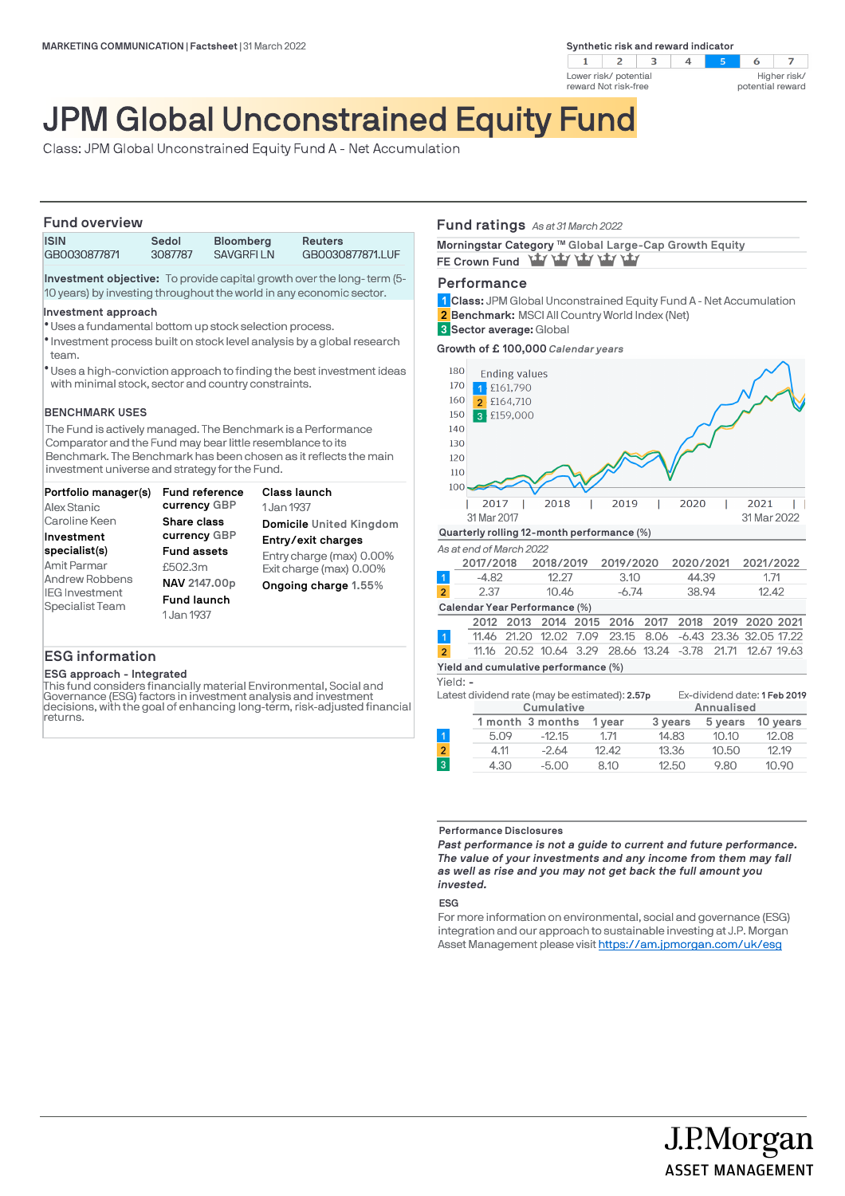MARKETING COMMUNICATION | Factsheet | 31 March 2022

**Synthetic risk and reward indicator**

| 1 | 2 | 3 | 4 | **5** | 6 | 7 |
|---|---|---|---|---|---|---|

Lower risk/ potential reward Not risk-free — Higher risk/ potential reward

# JPM Global Unconstrained Equity Fund

Class: JPM Global Unconstrained Equity Fund A - Net Accumulation

## Fund overview

| ISIN | Sedol | Bloomberg | Reuters |
|---|---|---|---|
| GB0030877871 | 3087787 | SAVGRFI LN | GB0030877871.LUF |

**Investment objective:** To provide capital growth over the long- term (5-10 years) by investing throughout the world in any economic sector.

**Investment approach**

- Uses a fundamental bottom up stock selection process.
- Investment process built on stock level analysis by a global research team.
- Uses a high-conviction approach to finding the best investment ideas with minimal stock, sector and country constraints.

**BENCHMARK USES**

The Fund is actively managed. The Benchmark is a Performance Comparator and the Fund may bear little resemblance to its Benchmark. The Benchmark has been chosen as it reflects the main investment universe and strategy for the Fund.

**Portfolio manager(s)**
Alex Stanic
Caroline Keen

**Investment specialist(s)**
Amit Parmar
Andrew Robbens
IEG Investment Specialist Team

**Fund reference currency** GBP

**Share class currency** GBP

**Fund assets**
£502.3m

**NAV** 2147.00p

**Fund launch**
1 Jan 1937

**Class launch**
1 Jan 1937

**Domicile** United Kingdom

**Entry/exit charges**
Entry charge (max) 0.00%
Exit charge (max) 0.00%

**Ongoing charge** 1.55%

## ESG information

**ESG approach - Integrated**

This fund considers financially material Environmental, Social and Governance (ESG) factors in investment analysis and investment decisions, with the goal of enhancing long-term, risk-adjusted financial returns.

## Fund ratings *As at 31 March 2022*

**Morningstar Category ™** Global Large-Cap Growth Equity

**FE Crown Fund** ♛♛♛♛♛

## Performance

1 **Class:** JPM Global Unconstrained Equity Fund A - Net Accumulation
2 **Benchmark:** MSCI All Country World Index (Net)
3 **Sector average:** Global

**Growth of £ 100,000** *Calendar years*

Ending values
1 £161,790
2 £164,710
3 £159,000

31 Mar 2017 — 31 Mar 2022

**Quarterly rolling 12-month performance (%)**

*As at end of March 2022*

| | 2017/2018 | 2018/2019 | 2019/2020 | 2020/2021 | 2021/2022 |
|---|---|---|---|---|---|
| 1 | -4.82 | 12.27 | 3.10 | 44.39 | 1.71 |
| 2 | 2.37 | 10.46 | -6.74 | 38.94 | 12.42 |

**Calendar Year Performance (%)**

| | 2012 | 2013 | 2014 | 2015 | 2016 | 2017 | 2018 | 2019 | 2020 | 2021 |
|---|---|---|---|---|---|---|---|---|---|---|
| 1 | 11.46 | 21.20 | 12.02 | 7.09 | 23.15 | 8.06 | -6.43 | 23.36 | 32.05 | 17.22 |
| 2 | 11.16 | 20.52 | 10.64 | 3.29 | 28.66 | 13.24 | -3.78 | 21.71 | 12.67 | 19.63 |

**Yield and cumulative performance (%)**

Yield: -

Latest dividend rate (may be estimated): **2.57p** Ex-dividend date: **1 Feb 2019**

| | Cumulative | | | Annualised | | |
|---|---|---|---|---|---|---|
| | 1 month | 3 months | 1 year | 3 years | 5 years | 10 years |
| 1 | 5.09 | -12.15 | 1.71 | 14.83 | 10.10 | 12.08 |
| 2 | 4.11 | -2.64 | 12.42 | 13.36 | 10.50 | 12.19 |
| 3 | 4.30 | -5.00 | 8.10 | 12.50 | 9.80 | 10.90 |

**Performance Disclosures**

***Past performance is not a guide to current and future performance. The value of your investments and any income from them may fall as well as rise and you may not get back the full amount you invested.***

**ESG**

For more information on environmental, social and governance (ESG) integration and our approach to sustainable investing at J.P. Morgan Asset Management please visit https://am.jpmorgan.com/uk/esg

J.P.Morgan ASSET MANAGEMENT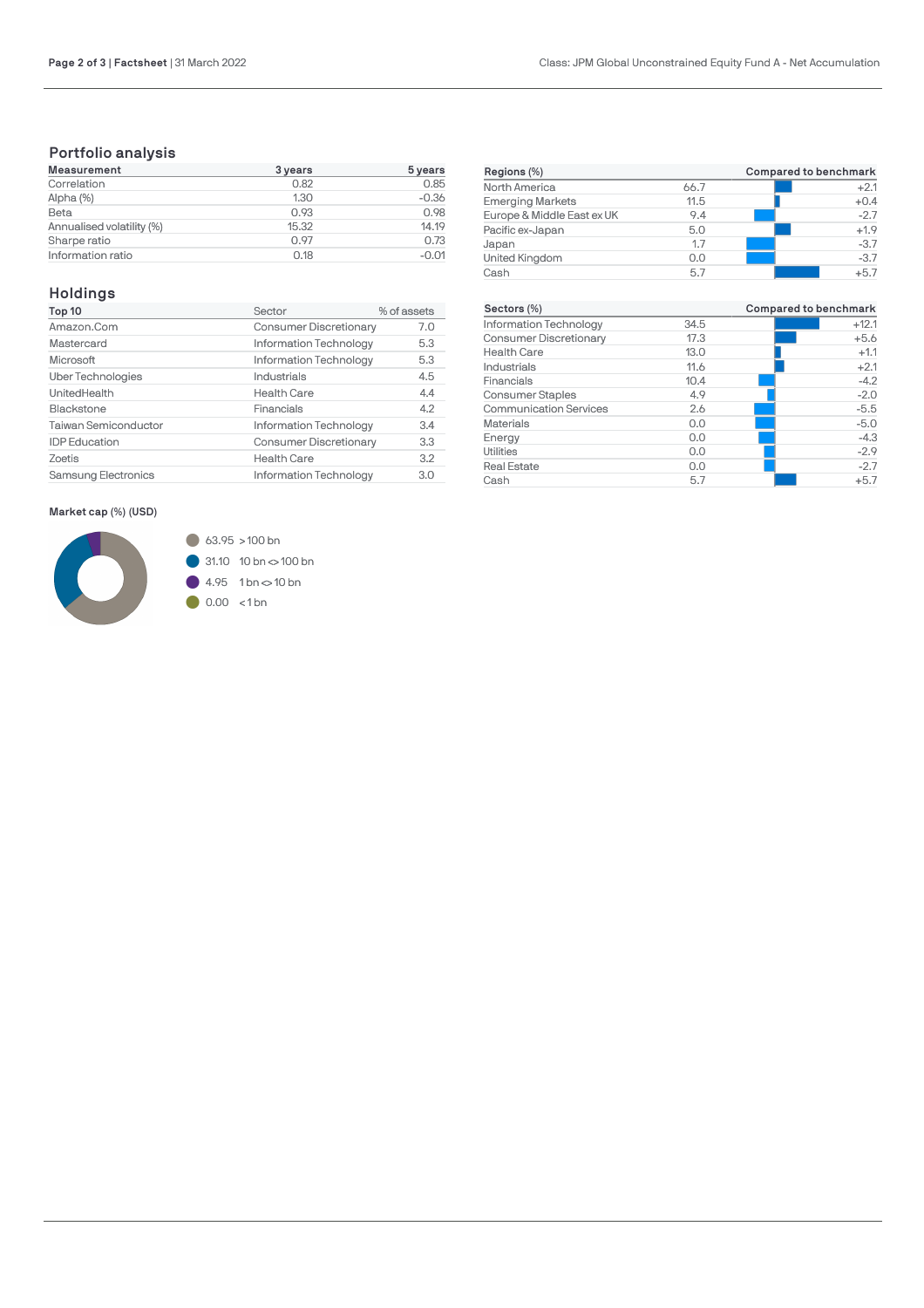## Portfolio analysis

| Measurement | 3 years | 5 years |
|---|---|---|
| Correlation | 0.82 | 0.85 |
| Alpha (%) | 1.30 | -0.36 |
| Beta | 0.93 | 0.98 |
| Annualised volatility (%) | 15.32 | 14.19 |
| Sharpe ratio | 0.97 | 0.73 |
| Information ratio | 0.18 | -0.01 |

## Holdings

| Top 10 | Sector | % of assets |
|---|---|---|
| Amazon.Com | Consumer Discretionary | 7.0 |
| Mastercard | Information Technology | 5.3 |
| Microsoft | Information Technology | 5.3 |
| Uber Technologies | Industrials | 4.5 |
| UnitedHealth | Health Care | 4.4 |
| Blackstone | Financials | 4.2 |
| Taiwan Semiconductor | Information Technology | 3.4 |
| IDP Education | Consumer Discretionary | 3.3 |
| Zoetis | Health Care | 3.2 |
| Samsung Electronics | Information Technology | 3.0 |

**Market cap (%) (USD)**

- 63.95 > 100 bn
- 31.10 10 bn <> 100 bn
- 4.95 1 bn <> 10 bn
- 0.00 < 1 bn

| Regions (%) | | Compared to benchmark |
|---|---|---|
| North America | 66.7 | +2.1 |
| Emerging Markets | 11.5 | +0.4 |
| Europe & Middle East ex UK | 9.4 | -2.7 |
| Pacific ex-Japan | 5.0 | +1.9 |
| Japan | 1.7 | -3.7 |
| United Kingdom | 0.0 | -3.7 |
| Cash | 5.7 | +5.7 |

| Sectors (%) | | Compared to benchmark |
|---|---|---|
| Information Technology | 34.5 | +12.1 |
| Consumer Discretionary | 17.3 | +5.6 |
| Health Care | 13.0 | +1.1 |
| Industrials | 11.6 | +2.1 |
| Financials | 10.4 | -4.2 |
| Consumer Staples | 4.9 | -2.0 |
| Communication Services | 2.6 | -5.5 |
| Materials | 0.0 | -5.0 |
| Energy | 0.0 | -4.3 |
| Utilities | 0.0 | -2.9 |
| Real Estate | 0.0 | -2.7 |
| Cash | 5.7 | +5.7 |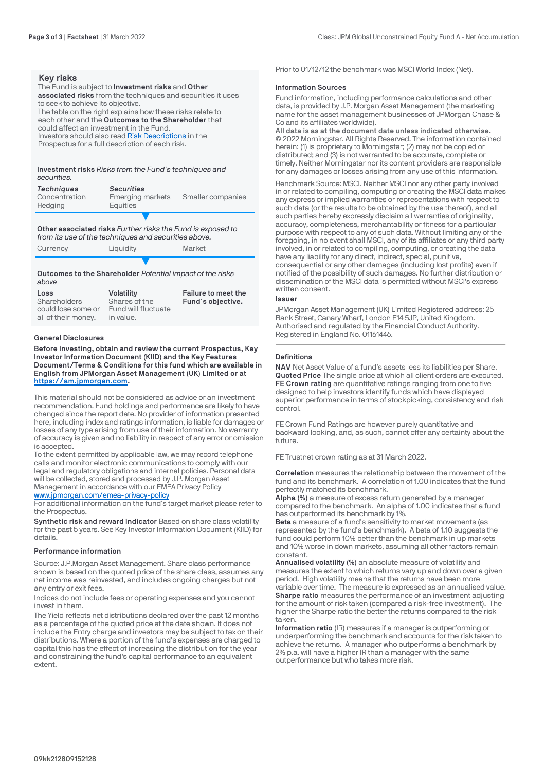## Key risks

The Fund is subject to **Investment risks** and **Other associated risks** from the techniques and securities it uses to seek to achieve its objective.

The table on the right explains how these risks relate to each other and the **Outcomes to the Shareholder** that could affect an investment in the Fund.

Investors should also read Risk Descriptions in the Prospectus for a full description of each risk.

**Investment risks** *Risks from the Fund´s techniques and securities.*

| *Techniques* | *Securities* | |
|---|---|---|
| Concentration | Emerging markets | Smaller companies |
| Hedging | Equities | |

**Other associated risks** *Further risks the Fund is exposed to from its use of the techniques and securities above.*

| | | |
|---|---|---|
| Currency | Liquidity | Market |

**Outcomes to the Shareholder** *Potential impact of the risks above*

| **Loss** | **Volatility** | **Failure to meet the Fund´s objective.** |
|---|---|---|
| Shareholders could lose some or all of their money. | Shares of the Fund will fluctuate in value. | |

### General Disclosures

**Before investing, obtain and review the current Prospectus, Key Investor Information Document (KIID) and the Key Features Document/Terms & Conditions for this fund which are available in English from JPMorgan Asset Management (UK) Limited or at https://am.jpmorgan.com.**

This material should not be considered as advice or an investment recommendation. Fund holdings and performance are likely to have changed since the report date. No provider of information presented here, including index and ratings information, is liable for damages or losses of any type arising from use of their information. No warranty of accuracy is given and no liability in respect of any error or omission is accepted.

To the extent permitted by applicable law, we may record telephone calls and monitor electronic communications to comply with our legal and regulatory obligations and internal policies. Personal data will be collected, stored and processed by J.P. Morgan Asset Management in accordance with our EMEA Privacy Policy www.jpmorgan.com/emea-privacy-policy

For additional information on the fund's target market please refer to the Prospectus.

**Synthetic risk and reward indicator** Based on share class volatility for the past 5 years. See Key Investor Information Document (KIID) for details.

### Performance information

Source: J.P.Morgan Asset Management. Share class performance shown is based on the quoted price of the share class, assumes any net income was reinvested, and includes ongoing charges but not any entry or exit fees.

Indices do not include fees or operating expenses and you cannot invest in them.

The Yield reflects net distributions declared over the past 12 months as a percentage of the quoted price at the date shown. It does not include the Entry charge and investors may be subject to tax on their distributions. Where a portion of the fund's expenses are charged to capital this has the effect of increasing the distribution for the year and constraining the fund's capital performance to an equivalent extent.

Prior to 01/12/12 the benchmark was MSCI World Index (Net).

### Information Sources

Fund information, including performance calculations and other data, is provided by J.P. Morgan Asset Management (the marketing name for the asset management businesses of JPMorgan Chase & Co and its affiliates worldwide).

**All data is as at the document date unless indicated otherwise.**

© 2022 Morningstar. All Rights Reserved. The information contained herein: (1) is proprietary to Morningstar; (2) may not be copied or distributed; and (3) is not warranted to be accurate, complete or timely. Neither Morningstar nor its content providers are responsible for any damages or losses arising from any use of this information.

Benchmark Source: MSCI. Neither MSCI nor any other party involved in or related to compiling, computing or creating the MSCI data makes any express or implied warranties or representations with respect to such data (or the results to be obtained by the use thereof), and all such parties hereby expressly disclaim all warranties of originality, accuracy, completeness, merchantability or fitness for a particular purpose with respect to any of such data. Without limiting any of the foregoing, in no event shall MSCI, any of its affiliates or any third party involved in or related to compiling, computing, or creating the data have any liability for any direct, indirect, special, punitive, consequential or any other damages (including lost profits) even if notified of the possibility of such damages. No further distribution or dissemination of the MSCI data is permitted without MSCI's express written consent.

### Issuer

JPMorgan Asset Management (UK) Limited Registered address: 25 Bank Street, Canary Wharf, London E14 5JP, United Kingdom. Authorised and regulated by the Financial Conduct Authority. Registered in England No. 01161446.

### Definitions

**NAV** Net Asset Value of a fund's assets less its liabilities per Share.
**Quoted Price** The single price at which all client orders are executed.
**FE Crown rating** are quantitative ratings ranging from one to five designed to help investors identify funds which have displayed superior performance in terms of stockpicking, consistency and risk control.

FE Crown Fund Ratings are however purely quantitative and backward looking, and, as such, cannot offer any certainty about the future.

FE Trustnet crown rating as at 31 March 2022.

**Correlation** measures the relationship between the movement of the fund and its benchmark. A correlation of 1.00 indicates that the fund perfectly matched its benchmark.
**Alpha (%)** a measure of excess return generated by a manager compared to the benchmark. An alpha of 1.00 indicates that a fund has outperformed its benchmark by 1%.
**Beta** a measure of a fund's sensitivity to market movements (as represented by the fund's benchmark). A beta of 1.10 suggests the fund could perform 10% better than the benchmark in up markets and 10% worse in down markets, assuming all other factors remain constant.
**Annualised volatility (%)** an absolute measure of volatility and measures the extent to which returns vary up and down over a given period. High volatility means that the returns have been more variable over time. The measure is expressed as an annualised value.
**Sharpe ratio** measures the performance of an investment adjusting for the amount of risk taken (compared a risk-free investment). The higher the Sharpe ratio the better the returns compared to the risk taken.
**Information ratio** (IR) measures if a manager is outperforming or underperforming the benchmark and accounts for the risk taken to achieve the returns. A manager who outperforms a benchmark by 2% p.a. will have a higher IR than a manager with the same outperformance but who takes more risk.

09kk212809152128